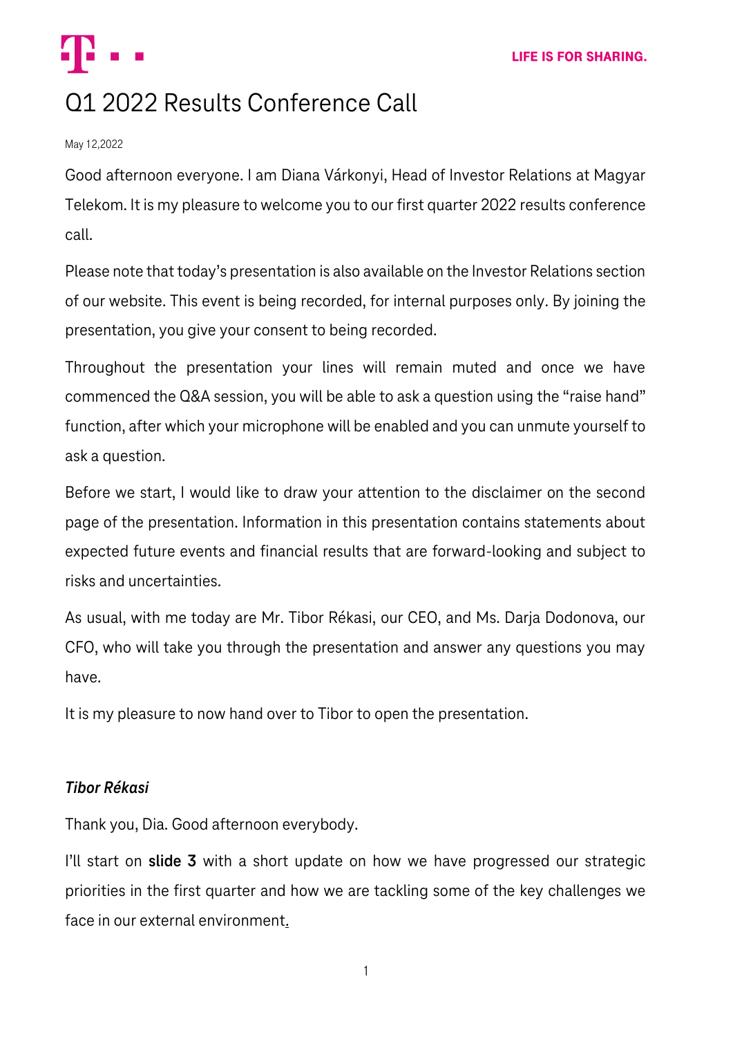# Q1 2022 Results Conference Call

May 12,2022

Good afternoon everyone. I am Diana Várkonyi, Head of Investor Relations at Magyar Telekom. It is my pleasure to welcome you to our first quarter 2022 results conference call.

Please note that today's presentation is also available on the Investor Relations section of our website. This event is being recorded, for internal purposes only. By joining the presentation, you give your consent to being recorded.

Throughout the presentation your lines will remain muted and once we have commenced the Q&A session, you will be able to ask a question using the "raise hand" function, after which your microphone will be enabled and you can unmute yourself to ask a question.

Before we start, I would like to draw your attention to the disclaimer on the second page of the presentation. Information in this presentation contains statements about expected future events and financial results that are forward-looking and subject to risks and uncertainties.

As usual, with me today are Mr. Tibor Rékasi, our CEO, and Ms. Darja Dodonova, our CFO, who will take you through the presentation and answer any questions you may have.

It is my pleasure to now hand over to Tibor to open the presentation.

***Tibor Rékasi***

Thank you, Dia. Good afternoon everybody.

I'll start on **slide 3** with a short update on how we have progressed our strategic priorities in the first quarter and how we are tackling some of the key challenges we face in our external environment.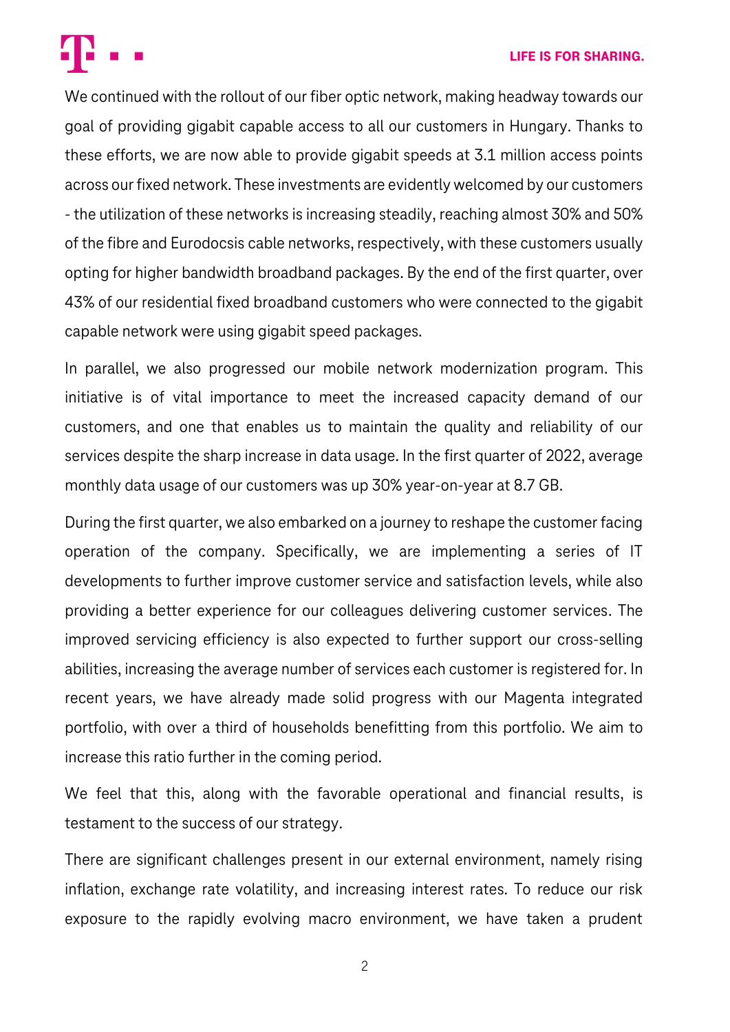We continued with the rollout of our fiber optic network, making headway towards our goal of providing gigabit capable access to all our customers in Hungary. Thanks to these efforts, we are now able to provide gigabit speeds at 3.1 million access points across our fixed network. These investments are evidently welcomed by our customers - the utilization of these networks is increasing steadily, reaching almost 30% and 50% of the fibre and Eurodocsis cable networks, respectively, with these customers usually opting for higher bandwidth broadband packages. By the end of the first quarter, over 43% of our residential fixed broadband customers who were connected to the gigabit capable network were using gigabit speed packages.

In parallel, we also progressed our mobile network modernization program. This initiative is of vital importance to meet the increased capacity demand of our customers, and one that enables us to maintain the quality and reliability of our services despite the sharp increase in data usage. In the first quarter of 2022, average monthly data usage of our customers was up 30% year-on-year at 8.7 GB.

During the first quarter, we also embarked on a journey to reshape the customer facing operation of the company. Specifically, we are implementing a series of IT developments to further improve customer service and satisfaction levels, while also providing a better experience for our colleagues delivering customer services. The improved servicing efficiency is also expected to further support our cross-selling abilities, increasing the average number of services each customer is registered for. In recent years, we have already made solid progress with our Magenta integrated portfolio, with over a third of households benefitting from this portfolio. We aim to increase this ratio further in the coming period.

We feel that this, along with the favorable operational and financial results, is testament to the success of our strategy.

There are significant challenges present in our external environment, namely rising inflation, exchange rate volatility, and increasing interest rates. To reduce our risk exposure to the rapidly evolving macro environment, we have taken a prudent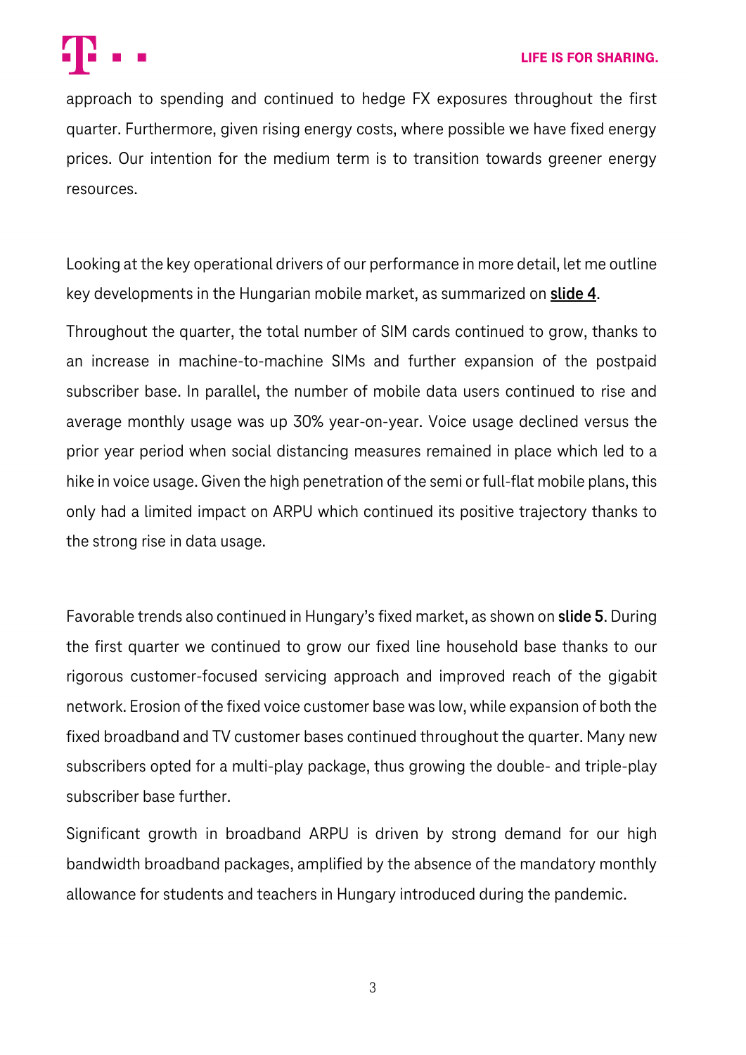approach to spending and continued to hedge FX exposures throughout the first quarter. Furthermore, given rising energy costs, where possible we have fixed energy prices. Our intention for the medium term is to transition towards greener energy resources.

Looking at the key operational drivers of our performance in more detail, let me outline key developments in the Hungarian mobile market, as summarized on **slide 4**.

Throughout the quarter, the total number of SIM cards continued to grow, thanks to an increase in machine-to-machine SIMs and further expansion of the postpaid subscriber base. In parallel, the number of mobile data users continued to rise and average monthly usage was up 30% year-on-year. Voice usage declined versus the prior year period when social distancing measures remained in place which led to a hike in voice usage. Given the high penetration of the semi or full-flat mobile plans, this only had a limited impact on ARPU which continued its positive trajectory thanks to the strong rise in data usage.

Favorable trends also continued in Hungary's fixed market, as shown on **slide 5**. During the first quarter we continued to grow our fixed line household base thanks to our rigorous customer-focused servicing approach and improved reach of the gigabit network. Erosion of the fixed voice customer base was low, while expansion of both the fixed broadband and TV customer bases continued throughout the quarter. Many new subscribers opted for a multi-play package, thus growing the double- and triple-play subscriber base further.

Significant growth in broadband ARPU is driven by strong demand for our high bandwidth broadband packages, amplified by the absence of the mandatory monthly allowance for students and teachers in Hungary introduced during the pandemic.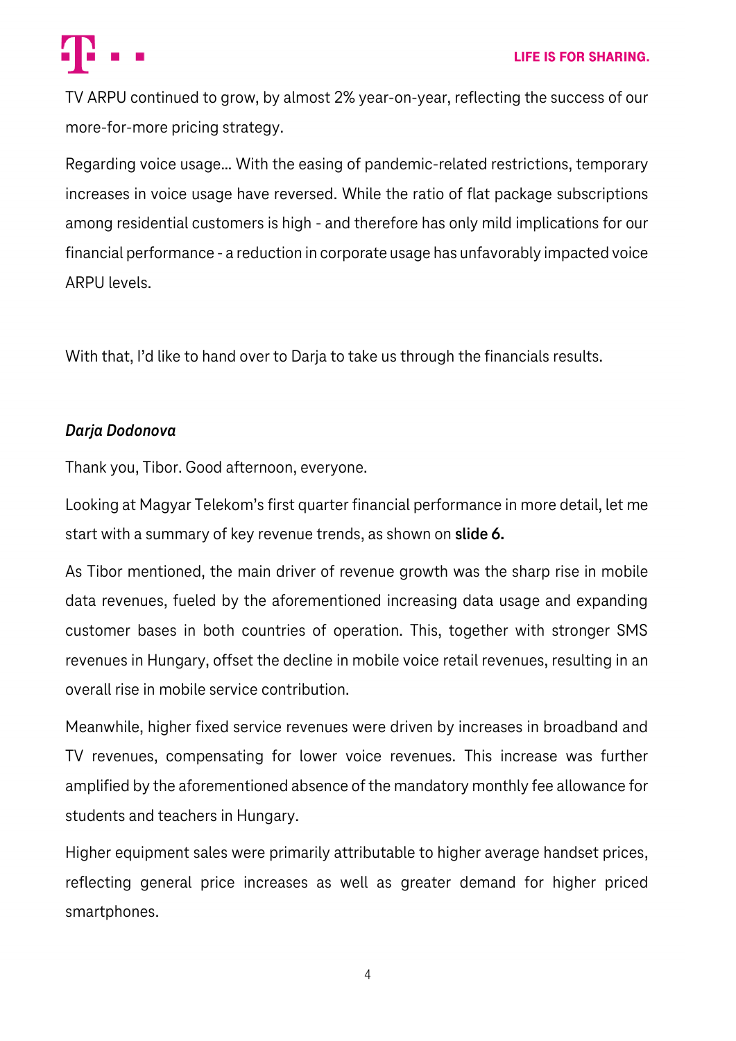TV ARPU continued to grow, by almost 2% year-on-year, reflecting the success of our more-for-more pricing strategy.

Regarding voice usage… With the easing of pandemic-related restrictions, temporary increases in voice usage have reversed. While the ratio of flat package subscriptions among residential customers is high - and therefore has only mild implications for our financial performance - a reduction in corporate usage has unfavorably impacted voice ARPU levels.

With that, I'd like to hand over to Darja to take us through the financials results.

***Darja Dodonova***

Thank you, Tibor. Good afternoon, everyone.

Looking at Magyar Telekom's first quarter financial performance in more detail, let me start with a summary of key revenue trends, as shown on **slide 6.**

As Tibor mentioned, the main driver of revenue growth was the sharp rise in mobile data revenues, fueled by the aforementioned increasing data usage and expanding customer bases in both countries of operation. This, together with stronger SMS revenues in Hungary, offset the decline in mobile voice retail revenues, resulting in an overall rise in mobile service contribution.

Meanwhile, higher fixed service revenues were driven by increases in broadband and TV revenues, compensating for lower voice revenues. This increase was further amplified by the aforementioned absence of the mandatory monthly fee allowance for students and teachers in Hungary.

Higher equipment sales were primarily attributable to higher average handset prices, reflecting general price increases as well as greater demand for higher priced smartphones.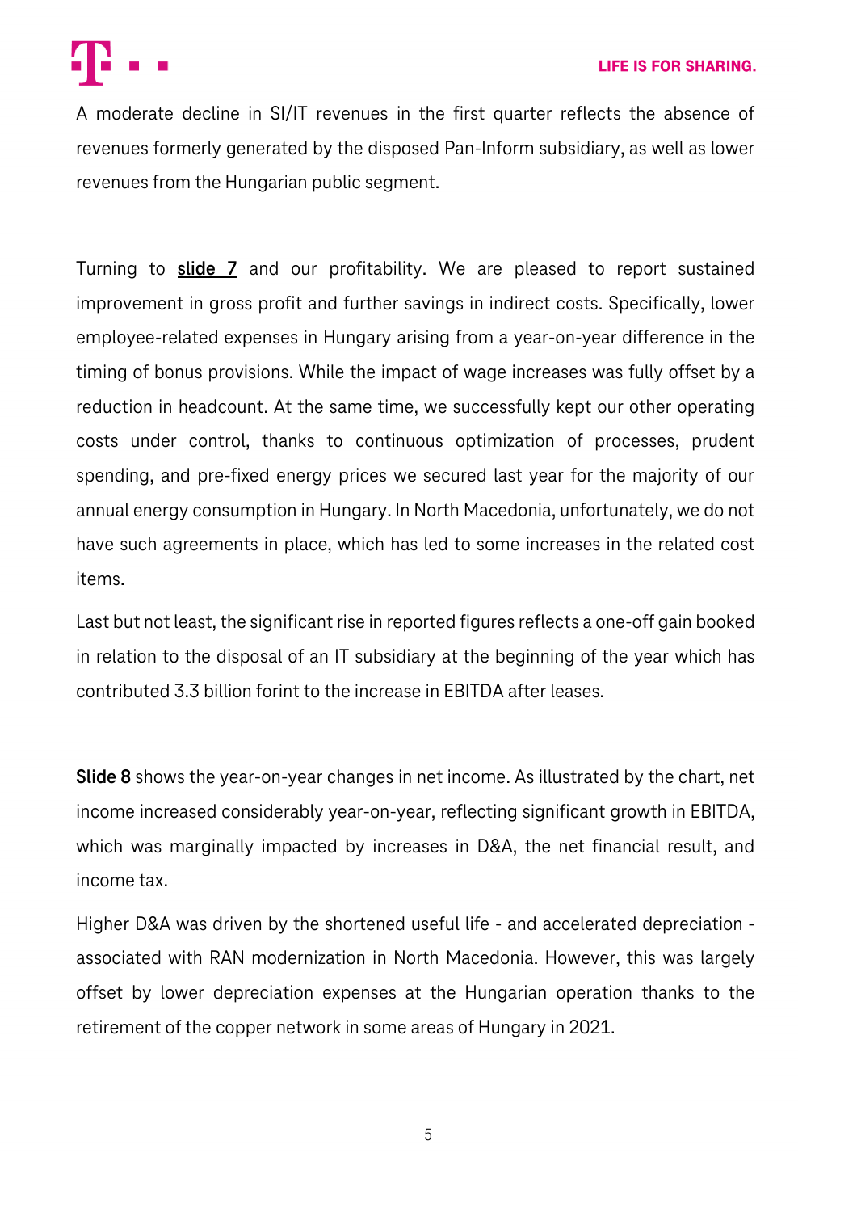A moderate decline in SI/IT revenues in the first quarter reflects the absence of revenues formerly generated by the disposed Pan-Inform subsidiary, as well as lower revenues from the Hungarian public segment.

Turning to **slide 7** and our profitability. We are pleased to report sustained improvement in gross profit and further savings in indirect costs. Specifically, lower employee-related expenses in Hungary arising from a year-on-year difference in the timing of bonus provisions. While the impact of wage increases was fully offset by a reduction in headcount. At the same time, we successfully kept our other operating costs under control, thanks to continuous optimization of processes, prudent spending, and pre-fixed energy prices we secured last year for the majority of our annual energy consumption in Hungary. In North Macedonia, unfortunately, we do not have such agreements in place, which has led to some increases in the related cost items.

Last but not least, the significant rise in reported figures reflects a one-off gain booked in relation to the disposal of an IT subsidiary at the beginning of the year which has contributed 3.3 billion forint to the increase in EBITDA after leases.

**Slide 8** shows the year-on-year changes in net income. As illustrated by the chart, net income increased considerably year-on-year, reflecting significant growth in EBITDA, which was marginally impacted by increases in D&A, the net financial result, and income tax.

Higher D&A was driven by the shortened useful life - and accelerated depreciation - associated with RAN modernization in North Macedonia. However, this was largely offset by lower depreciation expenses at the Hungarian operation thanks to the retirement of the copper network in some areas of Hungary in 2021.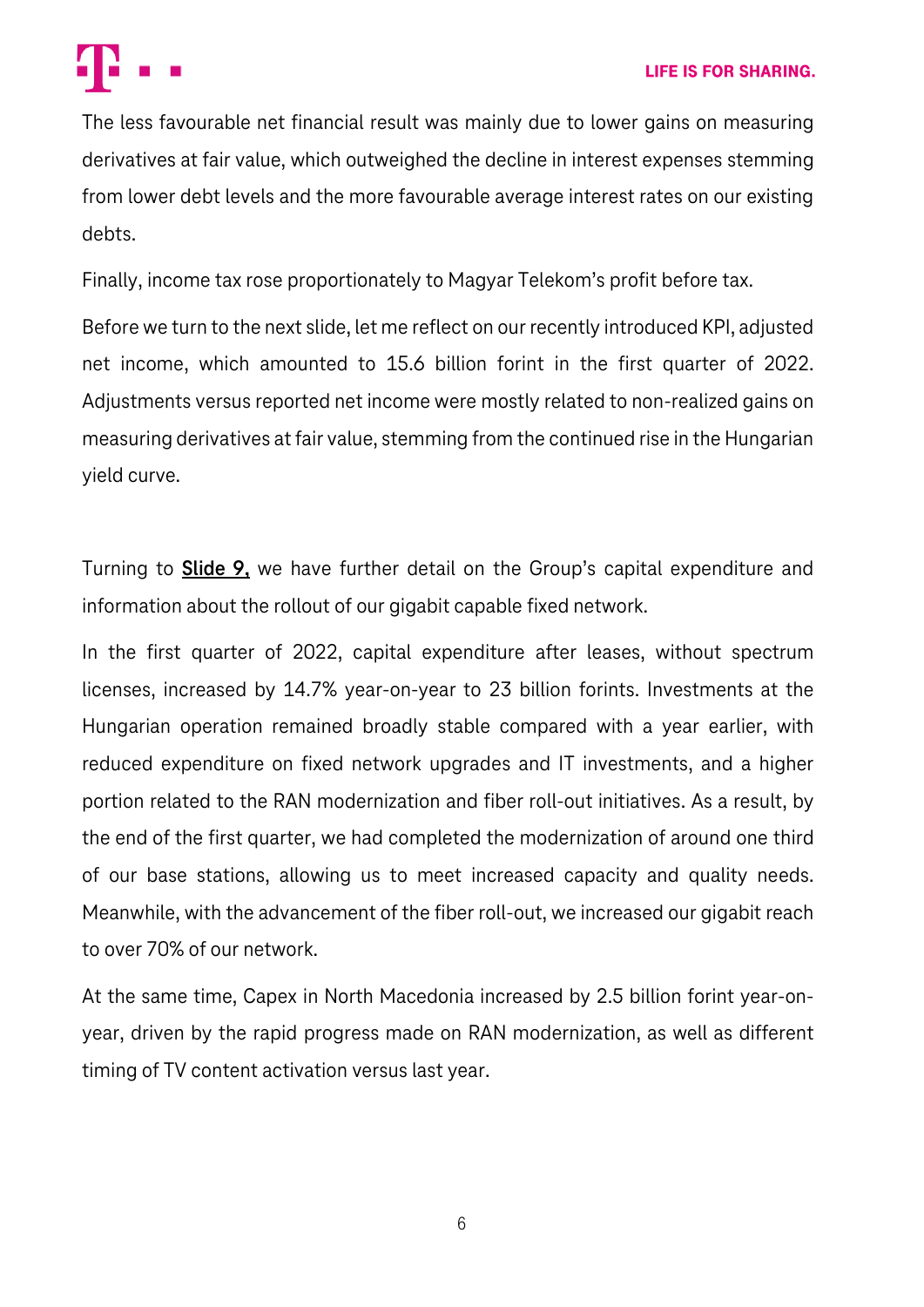The less favourable net financial result was mainly due to lower gains on measuring derivatives at fair value, which outweighed the decline in interest expenses stemming from lower debt levels and the more favourable average interest rates on our existing debts.

Finally, income tax rose proportionately to Magyar Telekom's profit before tax.

Before we turn to the next slide, let me reflect on our recently introduced KPI, adjusted net income, which amounted to 15.6 billion forint in the first quarter of 2022. Adjustments versus reported net income were mostly related to non-realized gains on measuring derivatives at fair value, stemming from the continued rise in the Hungarian yield curve.

Turning to **Slide 9,** we have further detail on the Group's capital expenditure and information about the rollout of our gigabit capable fixed network.

In the first quarter of 2022, capital expenditure after leases, without spectrum licenses, increased by 14.7% year-on-year to 23 billion forints. Investments at the Hungarian operation remained broadly stable compared with a year earlier, with reduced expenditure on fixed network upgrades and IT investments, and a higher portion related to the RAN modernization and fiber roll-out initiatives. As a result, by the end of the first quarter, we had completed the modernization of around one third of our base stations, allowing us to meet increased capacity and quality needs. Meanwhile, with the advancement of the fiber roll-out, we increased our gigabit reach to over 70% of our network.

At the same time, Capex in North Macedonia increased by 2.5 billion forint year-on-year, driven by the rapid progress made on RAN modernization, as well as different timing of TV content activation versus last year.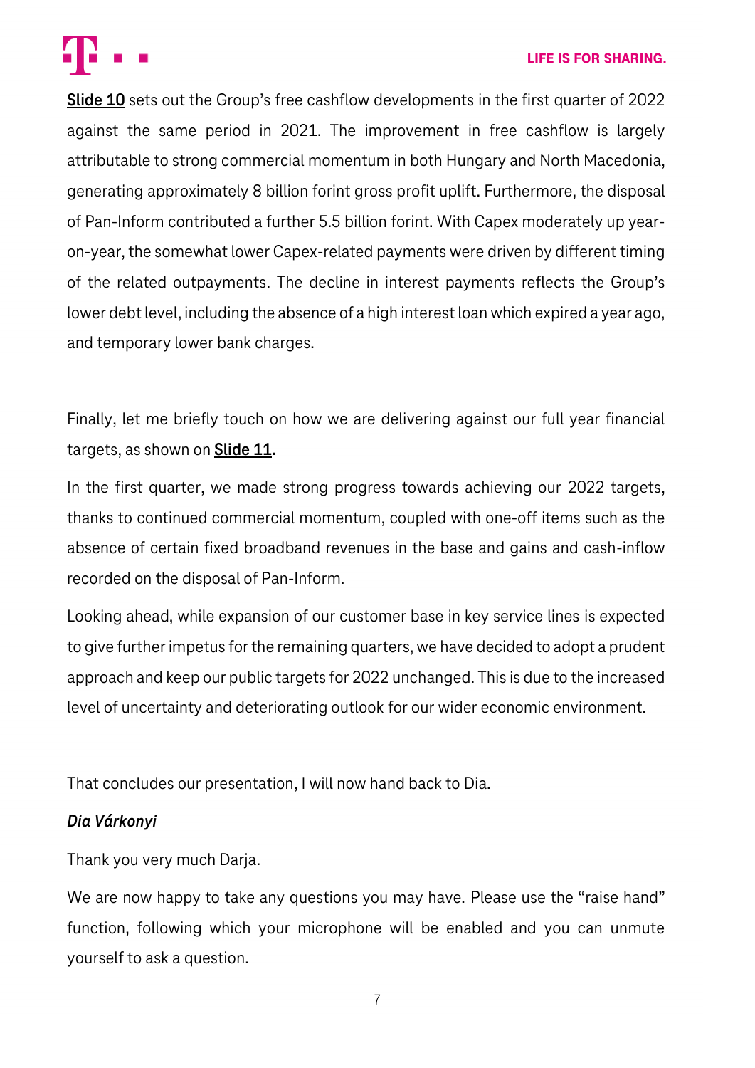**Slide 10** sets out the Group's free cashflow developments in the first quarter of 2022 against the same period in 2021. The improvement in free cashflow is largely attributable to strong commercial momentum in both Hungary and North Macedonia, generating approximately 8 billion forint gross profit uplift. Furthermore, the disposal of Pan-Inform contributed a further 5.5 billion forint. With Capex moderately up year-on-year, the somewhat lower Capex-related payments were driven by different timing of the related outpayments. The decline in interest payments reflects the Group's lower debt level, including the absence of a high interest loan which expired a year ago, and temporary lower bank charges.

Finally, let me briefly touch on how we are delivering against our full year financial targets, as shown on **Slide 11.**

In the first quarter, we made strong progress towards achieving our 2022 targets, thanks to continued commercial momentum, coupled with one-off items such as the absence of certain fixed broadband revenues in the base and gains and cash-inflow recorded on the disposal of Pan-Inform.

Looking ahead, while expansion of our customer base in key service lines is expected to give further impetus for the remaining quarters, we have decided to adopt a prudent approach and keep our public targets for 2022 unchanged. This is due to the increased level of uncertainty and deteriorating outlook for our wider economic environment.

That concludes our presentation, I will now hand back to Dia.

***Dia Várkonyi***

Thank you very much Darja.

We are now happy to take any questions you may have. Please use the "raise hand" function, following which your microphone will be enabled and you can unmute yourself to ask a question.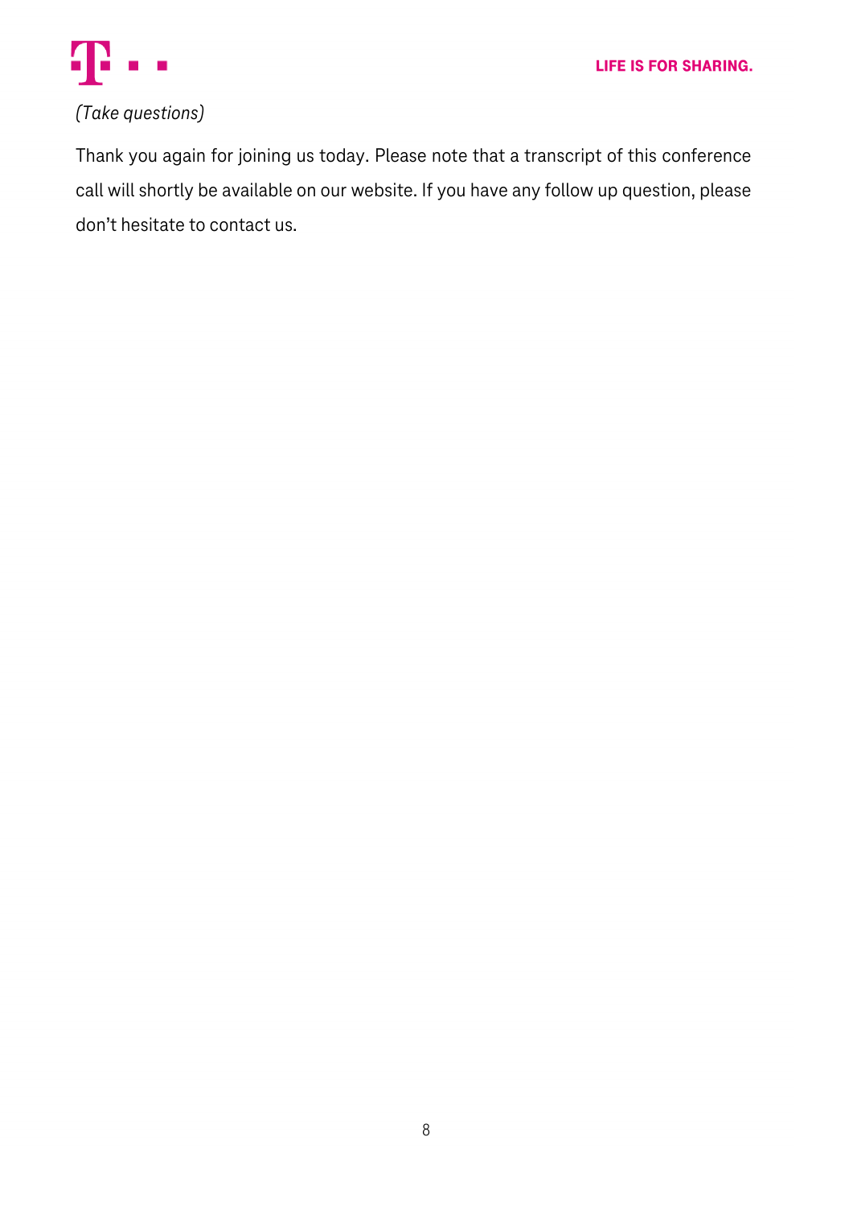*(Take questions)*

Thank you again for joining us today. Please note that a transcript of this conference call will shortly be available on our website. If you have any follow up question, please don’t hesitate to contact us.